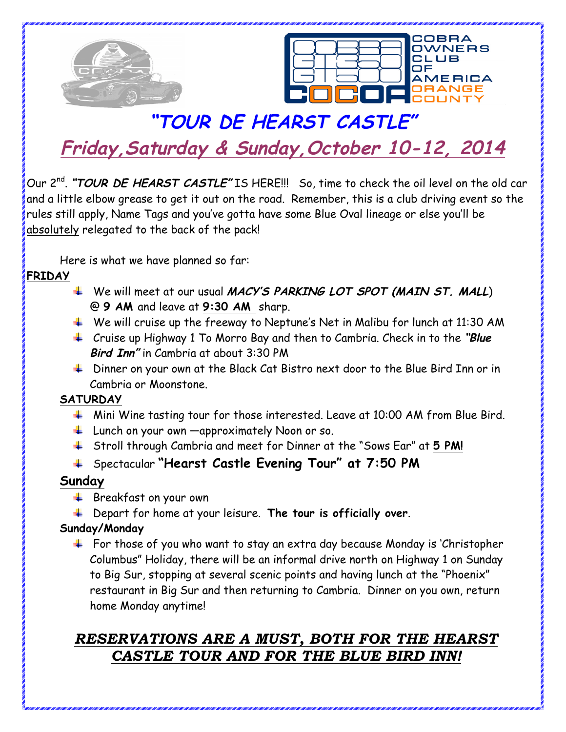COBRA OWNERS CLUB OF AMERICA ORANGE COUNTY

# *"TOUR DE HEARST CASTLE"*

## *Friday,Saturday & Sunday,October 10-12, 2014*

Our 2nd. ***"TOUR DE HEARST CASTLE"*** IS HERE!!! So, time to check the oil level on the old car and a little elbow grease to get it out on the road. Remember, this is a club driving event so the rules still apply, Name Tags and you've gotta have some Blue Oval lineage or else you'll be absolutely relegated to the back of the pack!

Here is what we have planned so far:

**FRIDAY**

- We will meet at our usual ***MACY'S PARKING LOT SPOT (MAIN ST. MALL)*** **@ 9 AM** and leave at **9:30 AM** sharp.
- We will cruise up the freeway to Neptune's Net in Malibu for lunch at 11:30 AM
- Cruise up Highway 1 To Morro Bay and then to Cambria. Check in to the ***"Blue Bird Inn"*** in Cambria at about 3:30 PM
- Dinner on your own at the Black Cat Bistro next door to the Blue Bird Inn or in Cambria or Moonstone.

**SATURDAY**

- Mini Wine tasting tour for those interested. Leave at 10:00 AM from Blue Bird.
- Lunch on your own —approximately Noon or so.
- Stroll through Cambria and meet for Dinner at the "Sows Ear" at **5 PM!**
- Spectacular **"Hearst Castle Evening Tour" at 7:50 PM**

**Sunday**

- Breakfast on your own
- Depart for home at your leisure. **The tour is officially over**.

**Sunday/Monday**

- For those of you who want to stay an extra day because Monday is 'Christopher Columbus" Holiday, there will be an informal drive north on Highway 1 on Sunday to Big Sur, stopping at several scenic points and having lunch at the "Phoenix" restaurant in Big Sur and then returning to Cambria. Dinner on you own, return home Monday anytime!

***RESERVATIONS ARE A MUST, BOTH FOR THE HEARST CASTLE TOUR AND FOR THE BLUE BIRD INN!***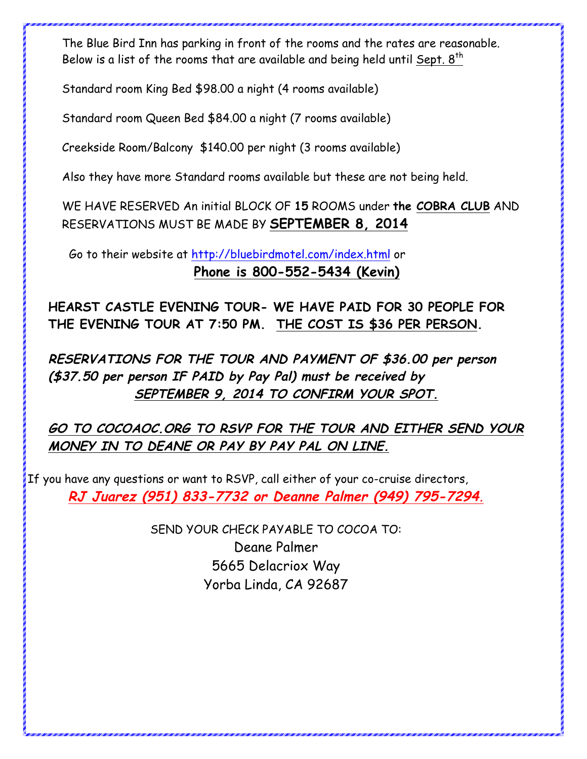The Blue Bird Inn has parking in front of the rooms and the rates are reasonable. Below is a list of the rooms that are available and being held until Sept. 8th

Standard room King Bed $98.00 a night (4 rooms available)

Standard room Queen Bed $84.00 a night (7 rooms available)

Creekside Room/Balcony $140.00 per night (3 rooms available)

Also they have more Standard rooms available but these are not being held.

WE HAVE RESERVED An initial BLOCK OF **15** ROOMS under **the COBRA CLUB** AND RESERVATIONS MUST BE MADE BY **SEPTEMBER 8, 2014**

Go to their website at http://bluebirdmotel.com/index.html or
**Phone is 800-552-5434 (Kevin)**

**HEARST CASTLE EVENING TOUR- WE HAVE PAID FOR 30 PEOPLE FOR THE EVENING TOUR AT 7:50 PM. THE COST IS $36 PER PERSON.**

***RESERVATIONS FOR THE TOUR AND PAYMENT OF $36.00 per person ($37.50 per person IF PAID by Pay Pal) must be received by SEPTEMBER 9, 2014 TO CONFIRM YOUR SPOT.***

***GO TO COCOAOC.ORG TO RSVP FOR THE TOUR AND EITHER SEND YOUR MONEY IN TO DEANE OR PAY BY PAY PAL ON LINE.***

If you have any questions or want to RSVP, call either of your co-cruise directors,
***RJ Juarez (951) 833-7732 or Deanne Palmer (949) 795-7294.***

SEND YOUR CHECK PAYABLE TO COCOA TO:
Deane Palmer
5665 Delacriox Way
Yorba Linda, CA 92687